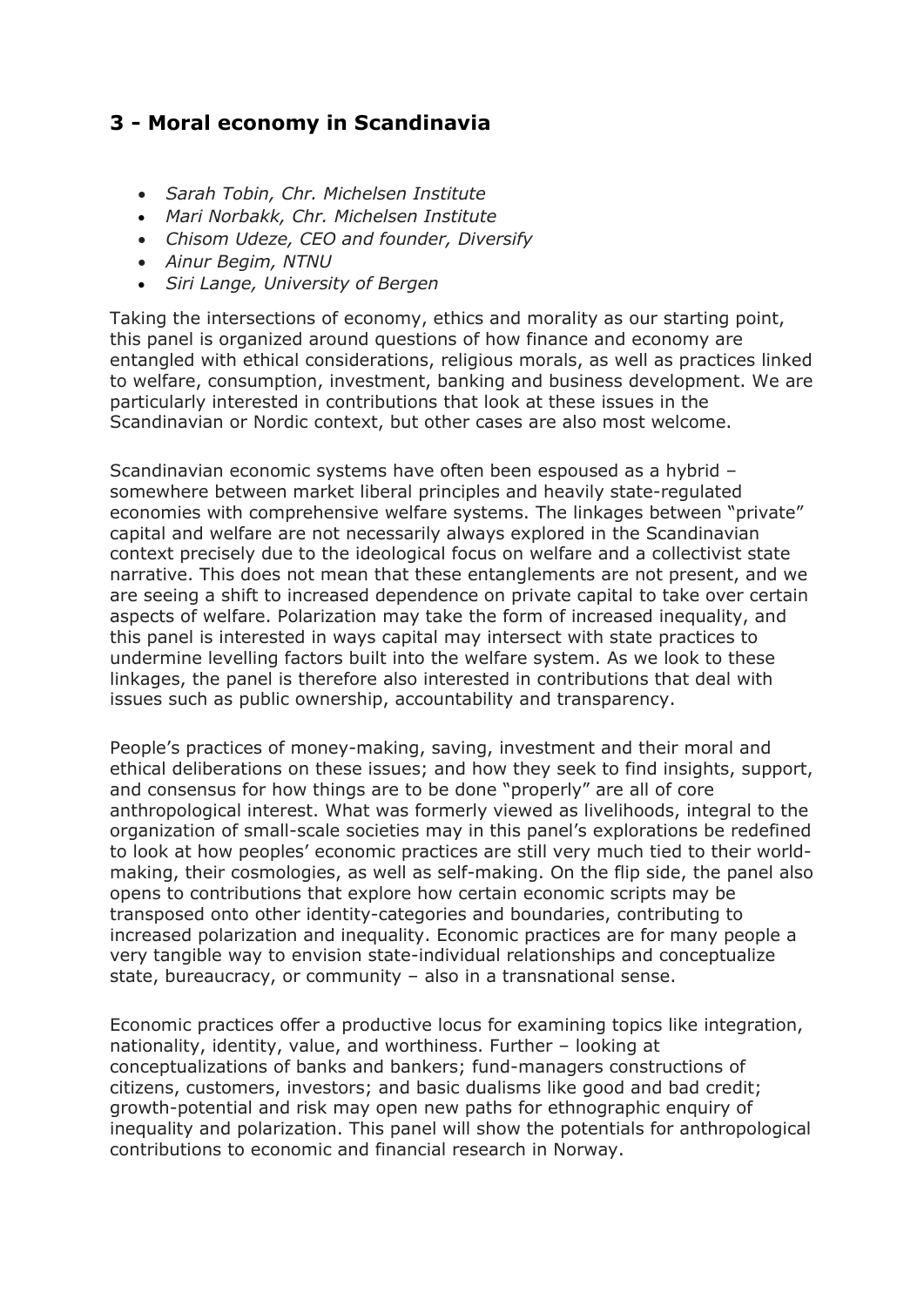## 3 - Moral economy in Scandinavia

- *Sarah Tobin, Chr. Michelsen Institute*
- *Mari Norbakk, Chr. Michelsen Institute*
- *Chisom Udeze, CEO and founder, Diversify*
- *Ainur Begim, NTNU*
- *Siri Lange, University of Bergen*

Taking the intersections of economy, ethics and morality as our starting point, this panel is organized around questions of how finance and economy are entangled with ethical considerations, religious morals, as well as practices linked to welfare, consumption, investment, banking and business development. We are particularly interested in contributions that look at these issues in the Scandinavian or Nordic context, but other cases are also most welcome.

Scandinavian economic systems have often been espoused as a hybrid – somewhere between market liberal principles and heavily state-regulated economies with comprehensive welfare systems. The linkages between "private" capital and welfare are not necessarily always explored in the Scandinavian context precisely due to the ideological focus on welfare and a collectivist state narrative. This does not mean that these entanglements are not present, and we are seeing a shift to increased dependence on private capital to take over certain aspects of welfare. Polarization may take the form of increased inequality, and this panel is interested in ways capital may intersect with state practices to undermine levelling factors built into the welfare system. As we look to these linkages, the panel is therefore also interested in contributions that deal with issues such as public ownership, accountability and transparency.

People's practices of money-making, saving, investment and their moral and ethical deliberations on these issues; and how they seek to find insights, support, and consensus for how things are to be done "properly" are all of core anthropological interest. What was formerly viewed as livelihoods, integral to the organization of small-scale societies may in this panel's explorations be redefined to look at how peoples' economic practices are still very much tied to their world-making, their cosmologies, as well as self-making. On the flip side, the panel also opens to contributions that explore how certain economic scripts may be transposed onto other identity-categories and boundaries, contributing to increased polarization and inequality. Economic practices are for many people a very tangible way to envision state-individual relationships and conceptualize state, bureaucracy, or community – also in a transnational sense.

Economic practices offer a productive locus for examining topics like integration, nationality, identity, value, and worthiness. Further – looking at conceptualizations of banks and bankers; fund-managers constructions of citizens, customers, investors; and basic dualisms like good and bad credit; growth-potential and risk may open new paths for ethnographic enquiry of inequality and polarization. This panel will show the potentials for anthropological contributions to economic and financial research in Norway.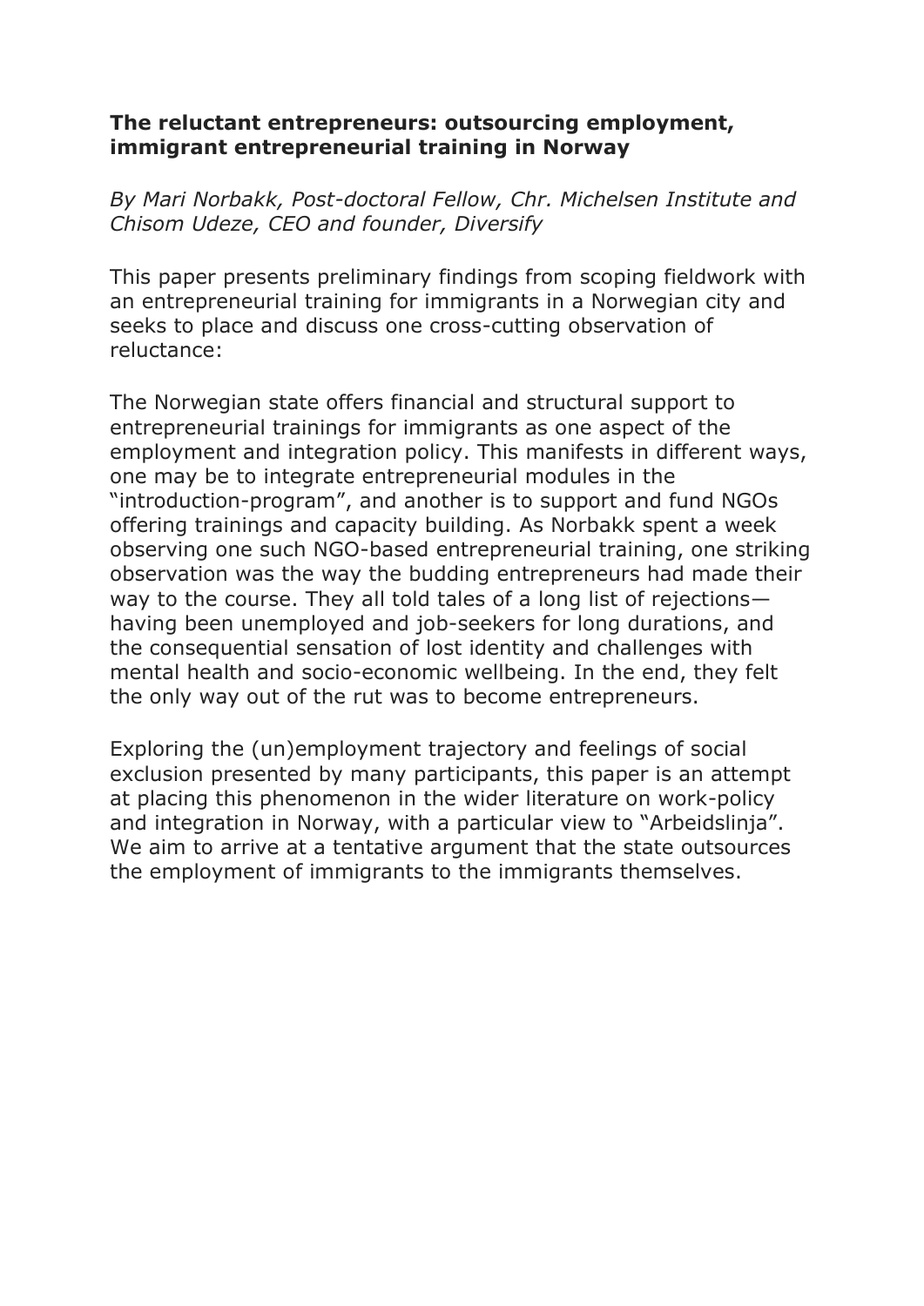**The reluctant entrepreneurs: outsourcing employment, immigrant entrepreneurial training in Norway**

*By Mari Norbakk, Post-doctoral Fellow, Chr. Michelsen Institute and Chisom Udeze, CEO and founder, Diversify*

This paper presents preliminary findings from scoping fieldwork with an entrepreneurial training for immigrants in a Norwegian city and seeks to place and discuss one cross-cutting observation of reluctance:

The Norwegian state offers financial and structural support to entrepreneurial trainings for immigrants as one aspect of the employment and integration policy. This manifests in different ways, one may be to integrate entrepreneurial modules in the "introduction-program", and another is to support and fund NGOs offering trainings and capacity building. As Norbakk spent a week observing one such NGO-based entrepreneurial training, one striking observation was the way the budding entrepreneurs had made their way to the course. They all told tales of a long list of rejections—having been unemployed and job-seekers for long durations, and the consequential sensation of lost identity and challenges with mental health and socio-economic wellbeing. In the end, they felt the only way out of the rut was to become entrepreneurs.

Exploring the (un)employment trajectory and feelings of social exclusion presented by many participants, this paper is an attempt at placing this phenomenon in the wider literature on work-policy and integration in Norway, with a particular view to "Arbeidslinja". We aim to arrive at a tentative argument that the state outsources the employment of immigrants to the immigrants themselves.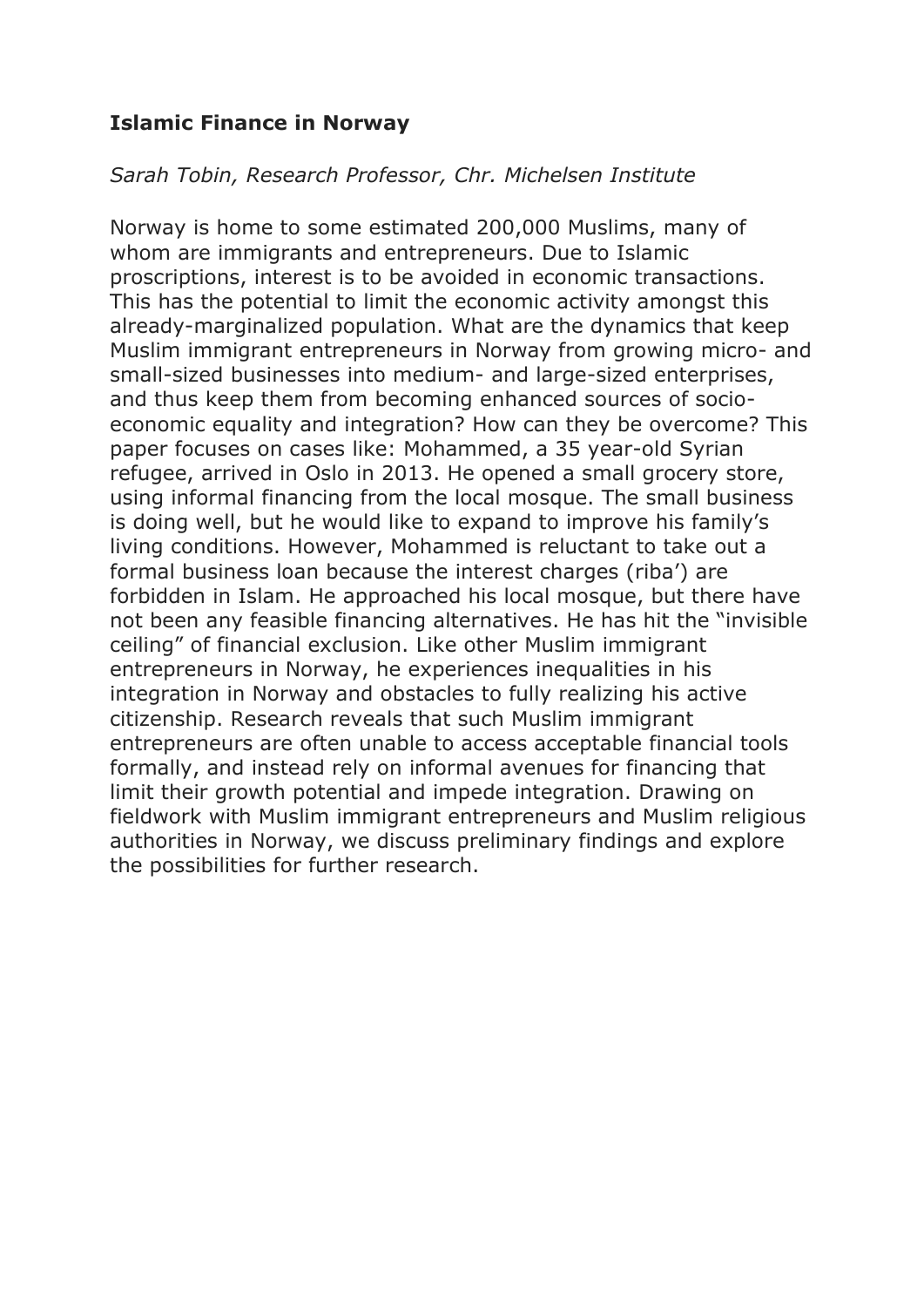**Islamic Finance in Norway**

*Sarah Tobin, Research Professor, Chr. Michelsen Institute*

Norway is home to some estimated 200,000 Muslims, many of whom are immigrants and entrepreneurs. Due to Islamic proscriptions, interest is to be avoided in economic transactions. This has the potential to limit the economic activity amongst this already-marginalized population. What are the dynamics that keep Muslim immigrant entrepreneurs in Norway from growing micro- and small-sized businesses into medium- and large-sized enterprises, and thus keep them from becoming enhanced sources of socio-economic equality and integration? How can they be overcome? This paper focuses on cases like: Mohammed, a 35 year-old Syrian refugee, arrived in Oslo in 2013. He opened a small grocery store, using informal financing from the local mosque. The small business is doing well, but he would like to expand to improve his family's living conditions. However, Mohammed is reluctant to take out a formal business loan because the interest charges (riba') are forbidden in Islam. He approached his local mosque, but there have not been any feasible financing alternatives. He has hit the "invisible ceiling" of financial exclusion. Like other Muslim immigrant entrepreneurs in Norway, he experiences inequalities in his integration in Norway and obstacles to fully realizing his active citizenship. Research reveals that such Muslim immigrant entrepreneurs are often unable to access acceptable financial tools formally, and instead rely on informal avenues for financing that limit their growth potential and impede integration. Drawing on fieldwork with Muslim immigrant entrepreneurs and Muslim religious authorities in Norway, we discuss preliminary findings and explore the possibilities for further research.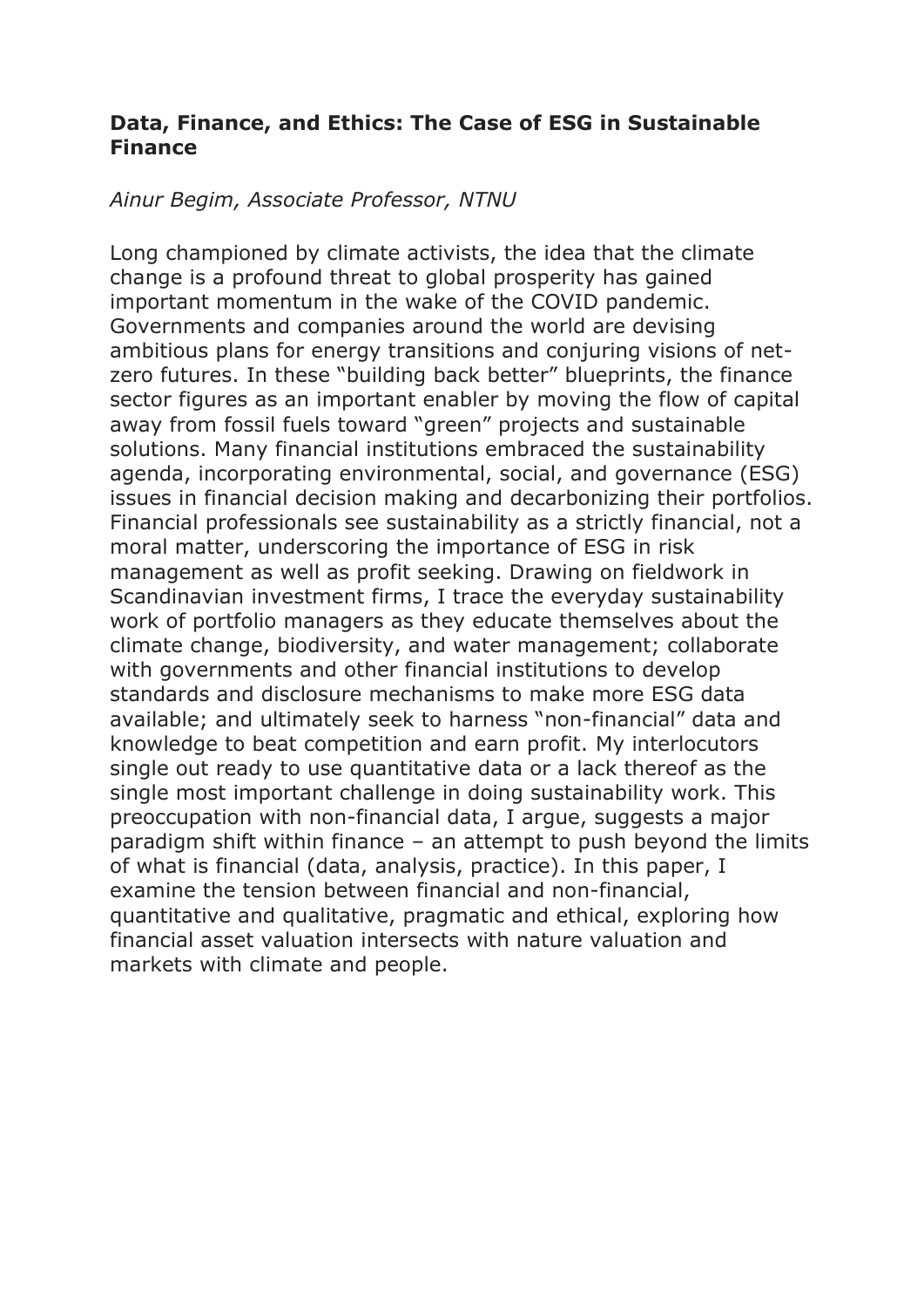**Data, Finance, and Ethics: The Case of ESG in Sustainable Finance**

*Ainur Begim, Associate Professor, NTNU*

Long championed by climate activists, the idea that the climate change is a profound threat to global prosperity has gained important momentum in the wake of the COVID pandemic. Governments and companies around the world are devising ambitious plans for energy transitions and conjuring visions of net-zero futures. In these "building back better" blueprints, the finance sector figures as an important enabler by moving the flow of capital away from fossil fuels toward "green" projects and sustainable solutions. Many financial institutions embraced the sustainability agenda, incorporating environmental, social, and governance (ESG) issues in financial decision making and decarbonizing their portfolios. Financial professionals see sustainability as a strictly financial, not a moral matter, underscoring the importance of ESG in risk management as well as profit seeking. Drawing on fieldwork in Scandinavian investment firms, I trace the everyday sustainability work of portfolio managers as they educate themselves about the climate change, biodiversity, and water management; collaborate with governments and other financial institutions to develop standards and disclosure mechanisms to make more ESG data available; and ultimately seek to harness "non-financial" data and knowledge to beat competition and earn profit. My interlocutors single out ready to use quantitative data or a lack thereof as the single most important challenge in doing sustainability work. This preoccupation with non-financial data, I argue, suggests a major paradigm shift within finance – an attempt to push beyond the limits of what is financial (data, analysis, practice). In this paper, I examine the tension between financial and non-financial, quantitative and qualitative, pragmatic and ethical, exploring how financial asset valuation intersects with nature valuation and markets with climate and people.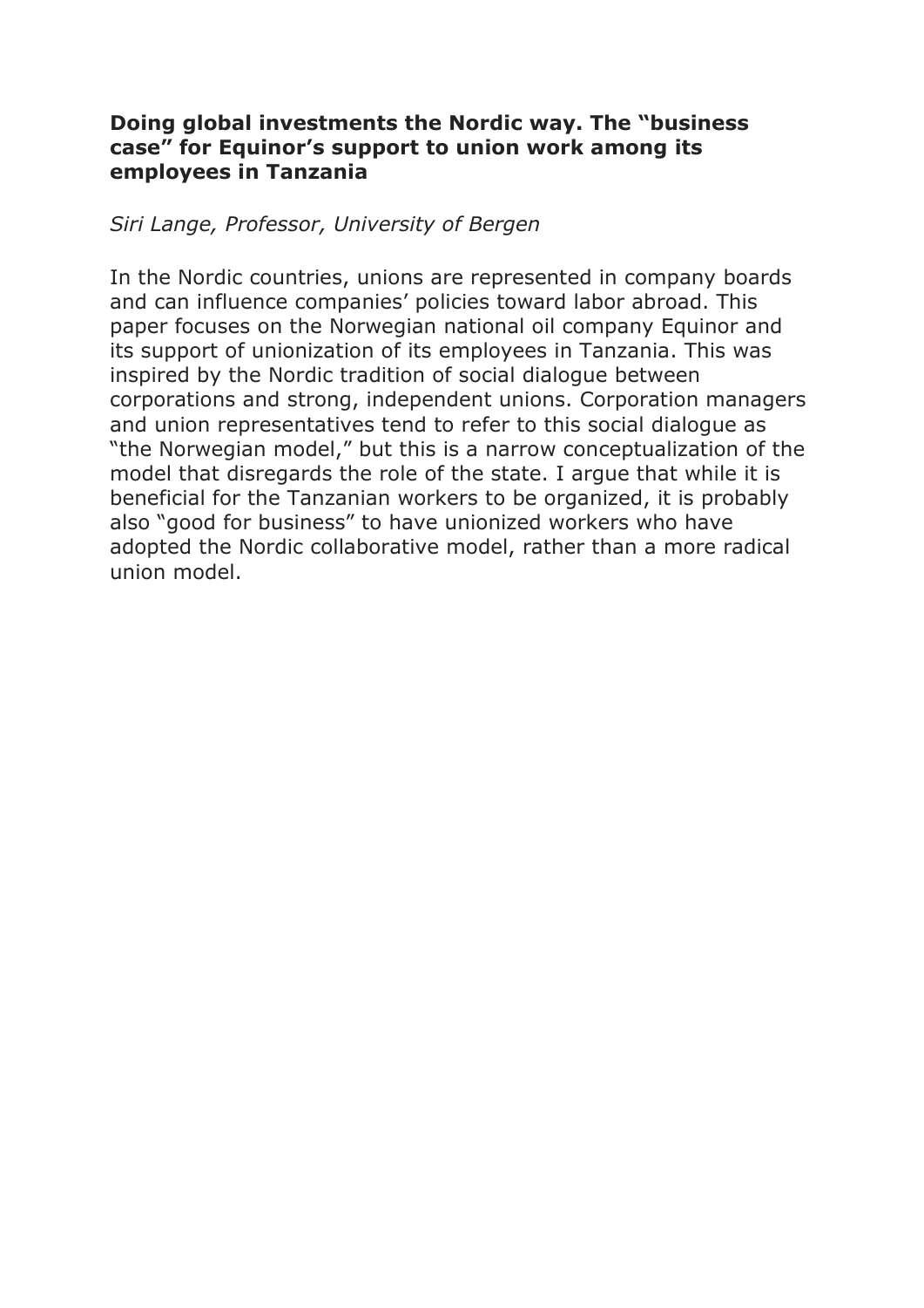**Doing global investments the Nordic way. The "business case" for Equinor's support to union work among its employees in Tanzania**

*Siri Lange, Professor, University of Bergen*

In the Nordic countries, unions are represented in company boards and can influence companies' policies toward labor abroad. This paper focuses on the Norwegian national oil company Equinor and its support of unionization of its employees in Tanzania. This was inspired by the Nordic tradition of social dialogue between corporations and strong, independent unions. Corporation managers and union representatives tend to refer to this social dialogue as "the Norwegian model," but this is a narrow conceptualization of the model that disregards the role of the state. I argue that while it is beneficial for the Tanzanian workers to be organized, it is probably also "good for business" to have unionized workers who have adopted the Nordic collaborative model, rather than a more radical union model.